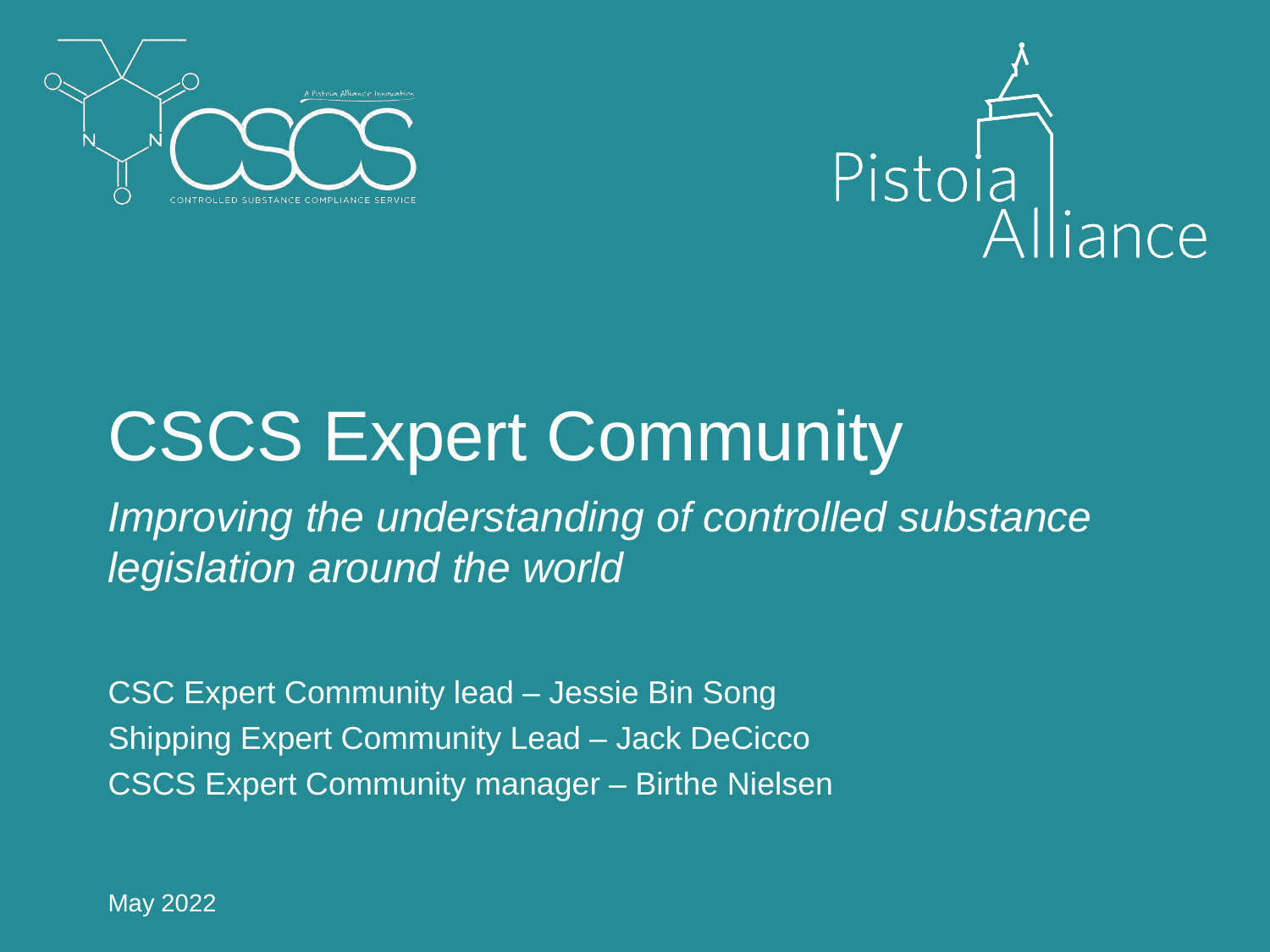CSCS

A Pistoia Alliance Innovation

CONTROLLED SUBSTANCE COMPLIANCE SERVICE

Pistoia Alliance

# CSCS Expert Community

*Improving the understanding of controlled substance legislation around the world*

CSC Expert Community lead – Jessie Bin Song
Shipping Expert Community Lead – Jack DeCicco
CSCS Expert Community manager – Birthe Nielsen

May 2022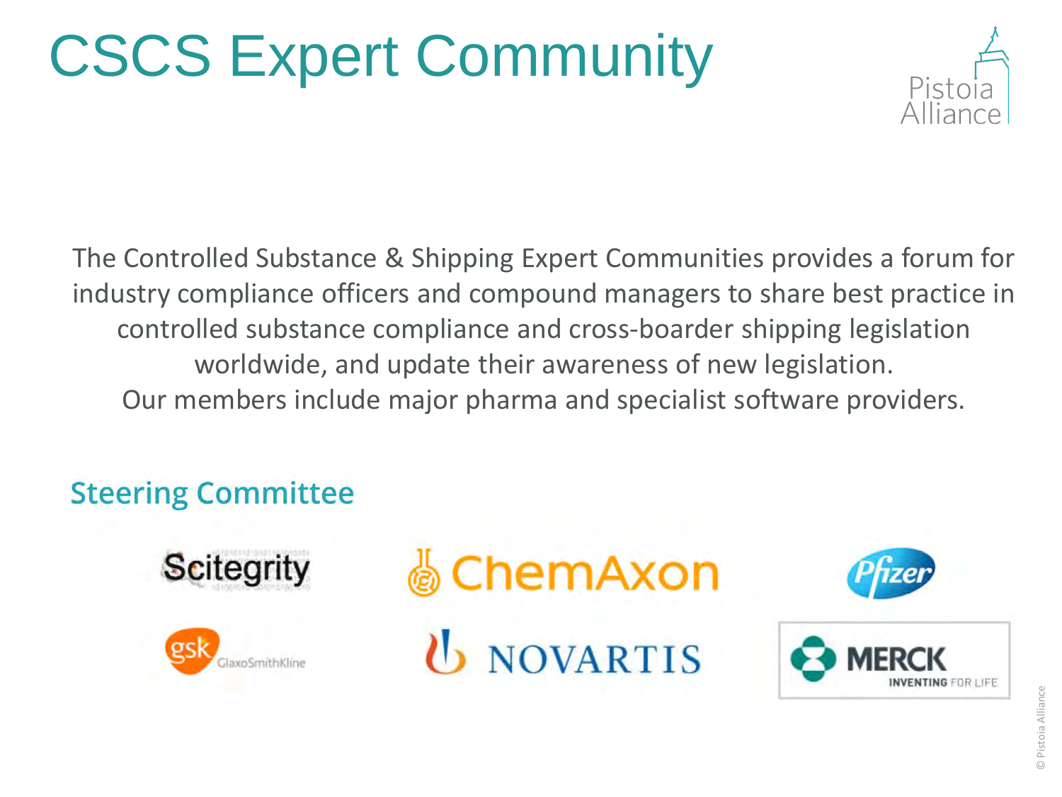# CSCS Expert Community

The Controlled Substance & Shipping Expert Communities provides a forum for industry compliance officers and compound managers to share best practice in controlled substance compliance and cross-boarder shipping legislation worldwide, and update their awareness of new legislation.

Our members include major pharma and specialist software providers.

## Steering Committee

- Scitegrity
- ChemAxon
- Pfizer
- GSK GlaxoSmithKline
- Novartis
- Merck – Inventing for Life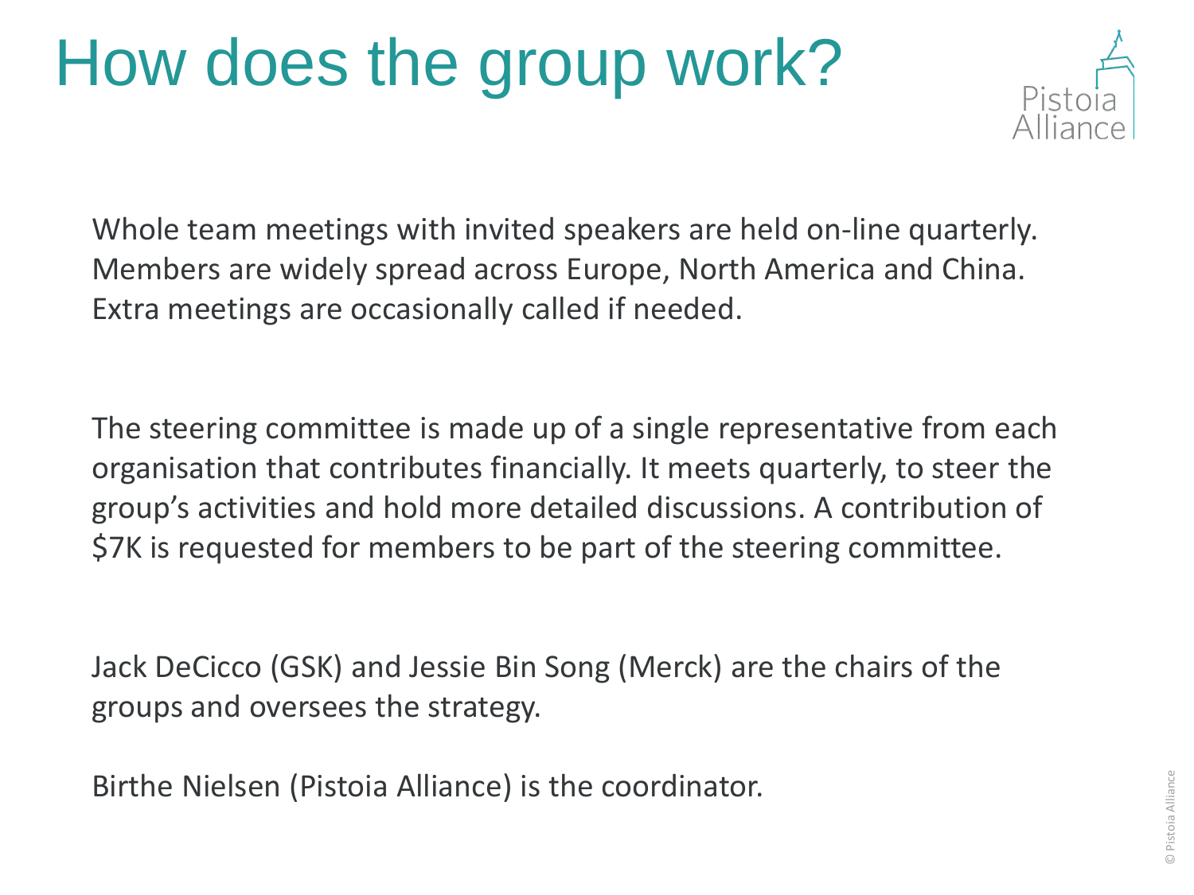# How does the group work?

Whole team meetings with invited speakers are held on-line quarterly. Members are widely spread across Europe, North America and China. Extra meetings are occasionally called if needed.

The steering committee is made up of a single representative from each organisation that contributes financially. It meets quarterly, to steer the group's activities and hold more detailed discussions. A contribution of $7K is requested for members to be part of the steering committee.

Jack DeCicco (GSK) and Jessie Bin Song (Merck) are the chairs of the groups and oversees the strategy.

Birthe Nielsen (Pistoia Alliance) is the coordinator.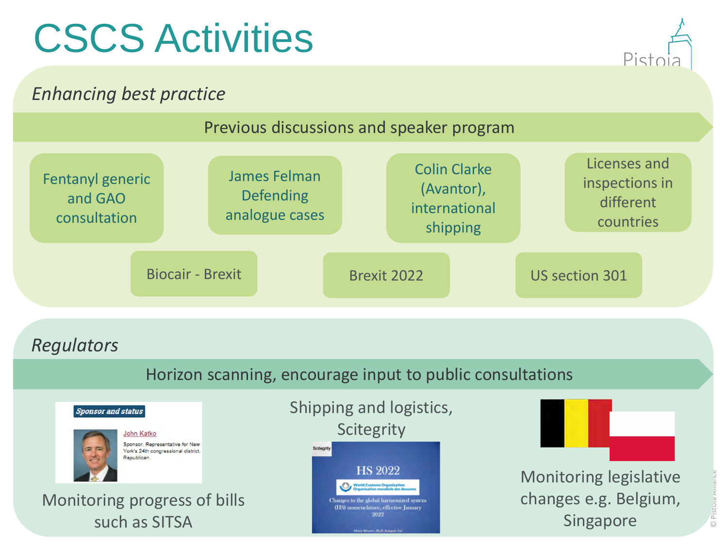# CSCS Activities

## *Enhancing best practice*

**Previous discussions and speaker program**

- Fentanyl generic and GAO consultation
- James Felman Defending analogue cases
- Colin Clarke (Avantor), international shipping
- Licenses and inspections in different countries
- Biocair - Brexit
- Brexit 2022
- US section 301

## *Regulators*

**Horizon scanning, encourage input to public consultations**

- Monitoring progress of bills such as SITSA
- Shipping and logistics, Scitegrity
- Monitoring legislative changes e.g. Belgium, Singapore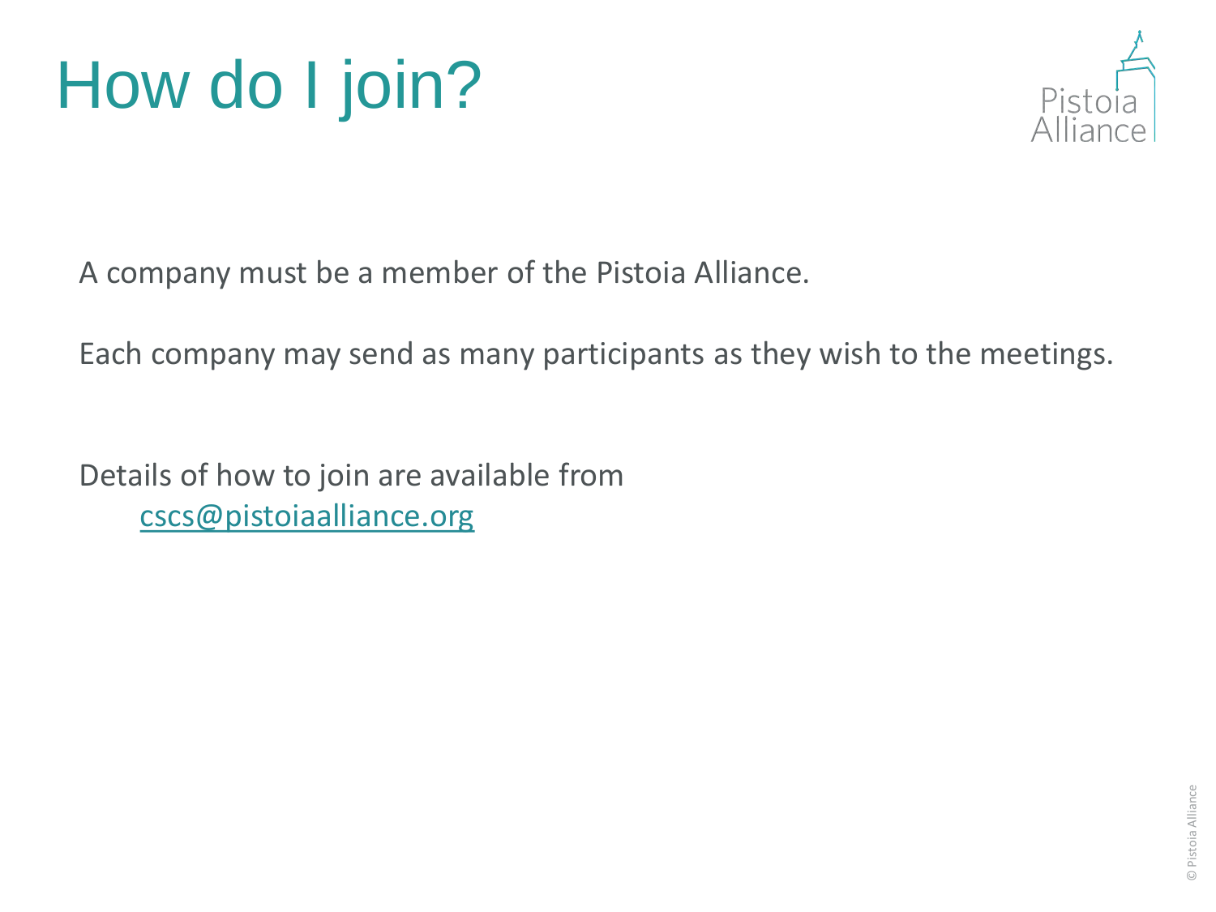# How do I join?

A company must be a member of the Pistoia Alliance.

Each company may send as many participants as they wish to the meetings.

Details of how to join are available from
cscs@pistoiaalliance.org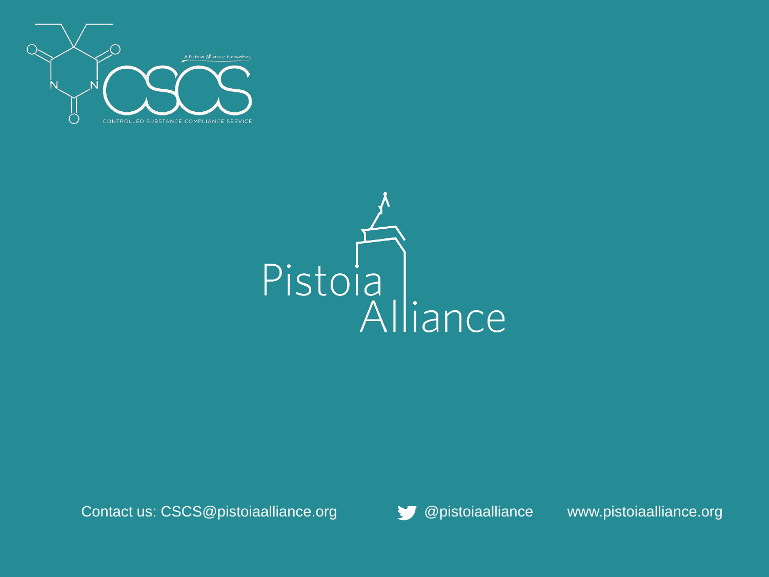A Pistoia Alliance Innovation

CSCS

CONTROLLED SUBSTANCE COMPLIANCE SERVICE

Pistoia Alliance

Contact us: CSCS@pistoiaalliance.org

@pistoiaalliance

www.pistoiaalliance.org